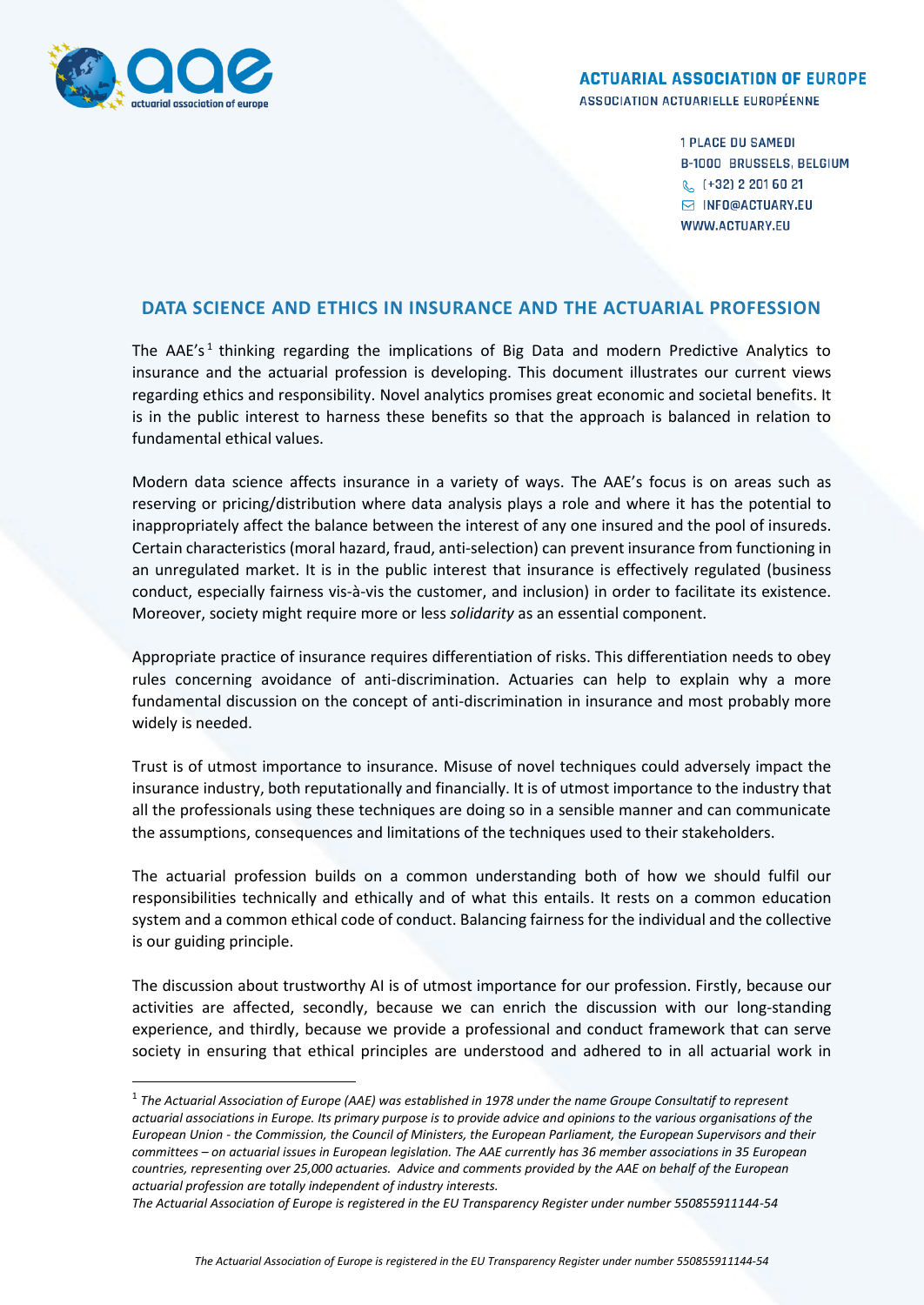**ACTUARIAL ASSOCIATION OF EUROPE**
ASSOCIATION ACTUARIELLE EUROPÉENNE

1 PLACE DU SAMEDI
B-1000 BRUSSELS, BELGIUM
(+32) 2 201 60 21
INFO@ACTUARY.EU
WWW.ACTUARY.EU

## DATA SCIENCE AND ETHICS IN INSURANCE AND THE ACTUARIAL PROFESSION

The AAE's[1] thinking regarding the implications of Big Data and modern Predictive Analytics to insurance and the actuarial profession is developing. This document illustrates our current views regarding ethics and responsibility. Novel analytics promises great economic and societal benefits. It is in the public interest to harness these benefits so that the approach is balanced in relation to fundamental ethical values.

Modern data science affects insurance in a variety of ways. The AAE's focus is on areas such as reserving or pricing/distribution where data analysis plays a role and where it has the potential to inappropriately affect the balance between the interest of any one insured and the pool of insureds. Certain characteristics (moral hazard, fraud, anti-selection) can prevent insurance from functioning in an unregulated market. It is in the public interest that insurance is effectively regulated (business conduct, especially fairness vis-à-vis the customer, and inclusion) in order to facilitate its existence. Moreover, society might require more or less *solidarity* as an essential component.

Appropriate practice of insurance requires differentiation of risks. This differentiation needs to obey rules concerning avoidance of anti-discrimination. Actuaries can help to explain why a more fundamental discussion on the concept of anti-discrimination in insurance and most probably more widely is needed.

Trust is of utmost importance to insurance. Misuse of novel techniques could adversely impact the insurance industry, both reputationally and financially. It is of utmost importance to the industry that all the professionals using these techniques are doing so in a sensible manner and can communicate the assumptions, consequences and limitations of the techniques used to their stakeholders.

The actuarial profession builds on a common understanding both of how we should fulfil our responsibilities technically and ethically and of what this entails. It rests on a common education system and a common ethical code of conduct. Balancing fairness for the individual and the collective is our guiding principle.

The discussion about trustworthy AI is of utmost importance for our profession. Firstly, because our activities are affected, secondly, because we can enrich the discussion with our long-standing experience, and thirdly, because we provide a professional and conduct framework that can serve society in ensuring that ethical principles are understood and adhered to in all actuarial work in

[1] *The Actuarial Association of Europe (AAE) was established in 1978 under the name Groupe Consultatif to represent actuarial associations in Europe. Its primary purpose is to provide advice and opinions to the various organisations of the European Union - the Commission, the Council of Ministers, the European Parliament, the European Supervisors and their committees – on actuarial issues in European legislation. The AAE currently has 36 member associations in 35 European countries, representing over 25,000 actuaries. Advice and comments provided by the AAE on behalf of the European actuarial profession are totally independent of industry interests.*
*The Actuarial Association of Europe is registered in the EU Transparency Register under number 550855911144-54*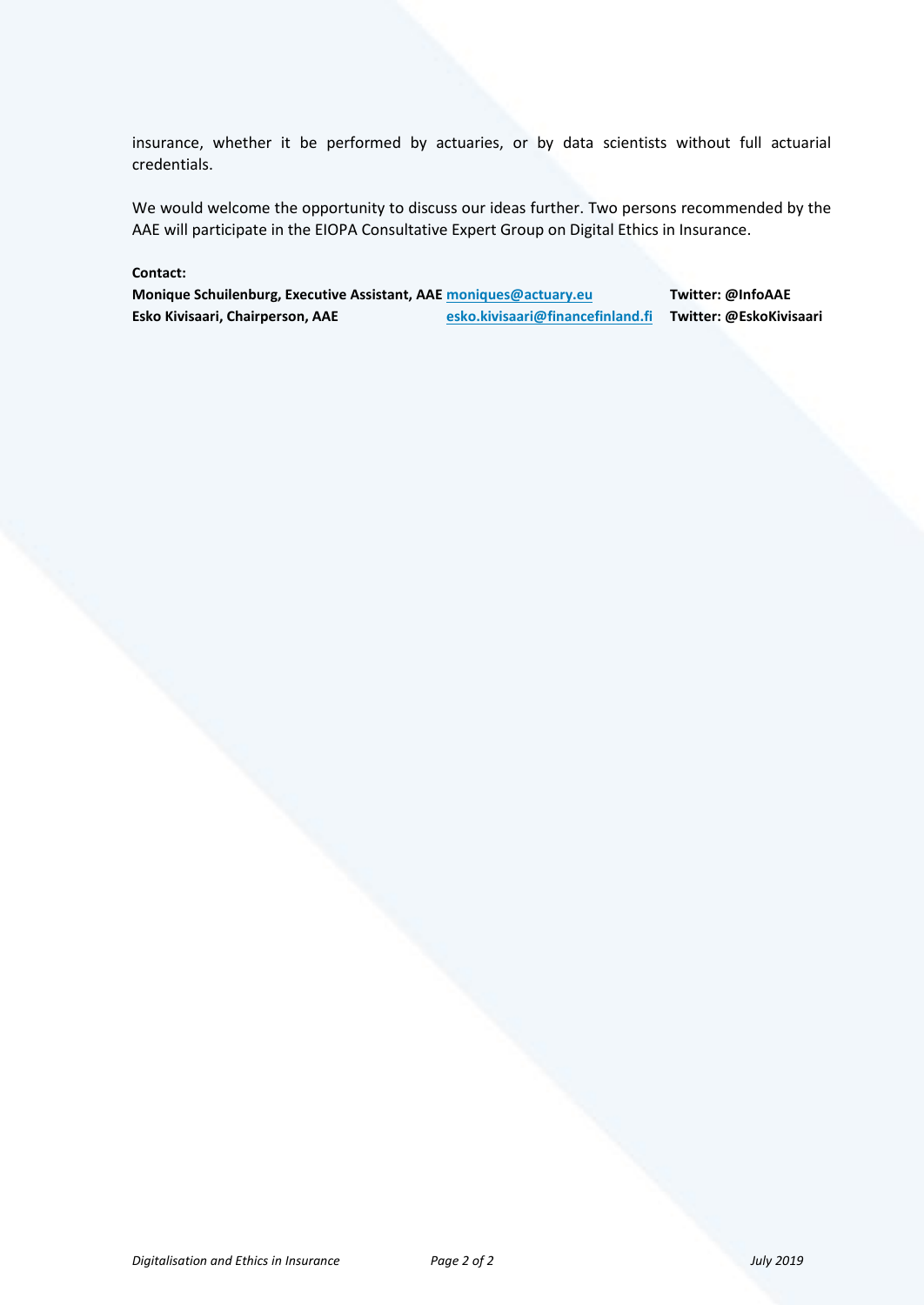insurance, whether it be performed by actuaries, or by data scientists without full actuarial credentials.

We would welcome the opportunity to discuss our ideas further. Two persons recommended by the AAE will participate in the EIOPA Consultative Expert Group on Digital Ethics in Insurance.

**Contact:**

| | | |
|---|---|---|
| **Monique Schuilenburg, Executive Assistant, AAE** | **moniques@actuary.eu** | **Twitter: @InfoAAE** |
| **Esko Kivisaari, Chairperson, AAE** | **esko.kivisaari@financefinland.fi** | **Twitter: @EskoKivisaari** |